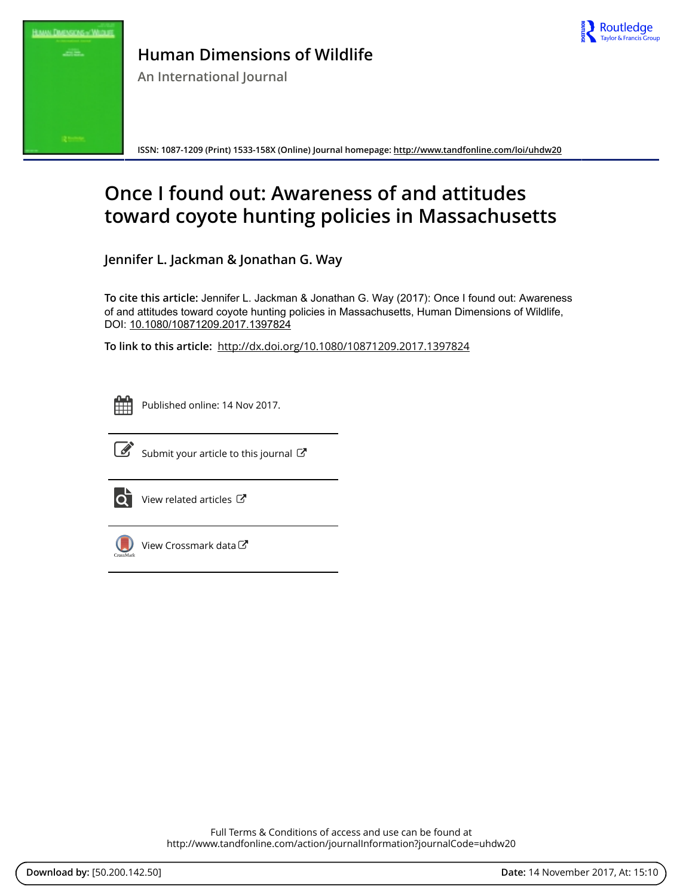# Human Dimensions of Wildlife

An International Journal

ISSN: 1087-1209 (Print) 1533-158X (Online) Journal homepage: http://www.tandfonline.com/loi/uhdw20

# Once I found out: Awareness of and attitudes toward coyote hunting policies in Massachusetts

**Jennifer L. Jackman & Jonathan G. Way**

**To cite this article:** Jennifer L. Jackman & Jonathan G. Way (2017): Once I found out: Awareness of and attitudes toward coyote hunting policies in Massachusetts, Human Dimensions of Wildlife, DOI: 10.1080/10871209.2017.1397824

**To link to this article:** http://dx.doi.org/10.1080/10871209.2017.1397824

Published online: 14 Nov 2017.

Submit your article to this journal

View related articles

View Crossmark data

Full Terms & Conditions of access and use can be found at
http://www.tandfonline.com/action/journalInformation?journalCode=uhdw20

**Download by:** [50.200.142.50] **Date:** 14 November 2017, At: 15:10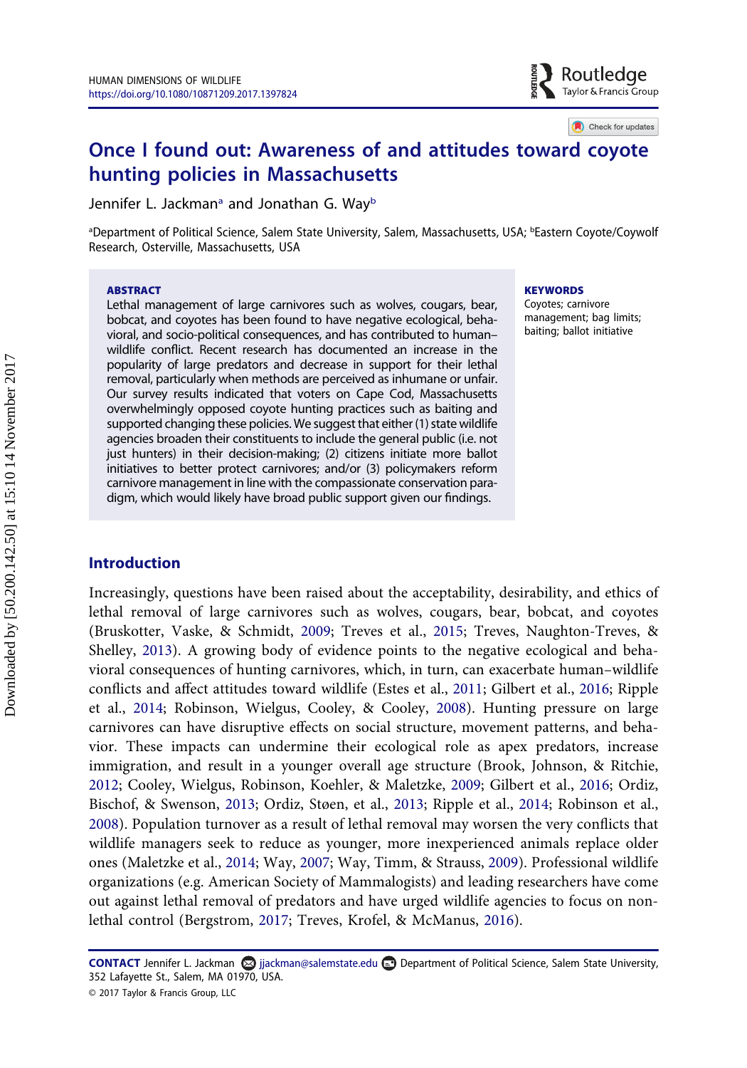# Once I found out: Awareness of and attitudes toward coyote hunting policies in Massachusetts

Jennifer L. Jackman[a] and Jonathan G. Way[b]

[a]Department of Political Science, Salem State University, Salem, Massachusetts, USA; [b]Eastern Coyote/Coywolf Research, Osterville, Massachusetts, USA

**ABSTRACT**

Lethal management of large carnivores such as wolves, cougars, bear, bobcat, and coyotes has been found to have negative ecological, behavioral, and socio-political consequences, and has contributed to human–wildlife conflict. Recent research has documented an increase in the popularity of large predators and decrease in support for their lethal removal, particularly when methods are perceived as inhumane or unfair. Our survey results indicated that voters on Cape Cod, Massachusetts overwhelmingly opposed coyote hunting practices such as baiting and supported changing these policies. We suggest that either (1) state wildlife agencies broaden their constituents to include the general public (i.e. not just hunters) in their decision-making; (2) citizens initiate more ballot initiatives to better protect carnivores; and/or (3) policymakers reform carnivore management in line with the compassionate conservation paradigm, which would likely have broad public support given our findings.

**KEYWORDS**

Coyotes; carnivore management; bag limits; baiting; ballot initiative

## Introduction

Increasingly, questions have been raised about the acceptability, desirability, and ethics of lethal removal of large carnivores such as wolves, cougars, bear, bobcat, and coyotes (Bruskotter, Vaske, & Schmidt, 2009; Treves et al., 2015; Treves, Naughton-Treves, & Shelley, 2013). A growing body of evidence points to the negative ecological and behavioral consequences of hunting carnivores, which, in turn, can exacerbate human–wildlife conflicts and affect attitudes toward wildlife (Estes et al., 2011; Gilbert et al., 2016; Ripple et al., 2014; Robinson, Wielgus, Cooley, & Cooley, 2008). Hunting pressure on large carnivores can have disruptive effects on social structure, movement patterns, and behavior. These impacts can undermine their ecological role as apex predators, increase immigration, and result in a younger overall age structure (Brook, Johnson, & Ritchie, 2012; Cooley, Wielgus, Robinson, Koehler, & Maletzke, 2009; Gilbert et al., 2016; Ordiz, Bischof, & Swenson, 2013; Ordiz, Støen, et al., 2013; Ripple et al., 2014; Robinson et al., 2008). Population turnover as a result of lethal removal may worsen the very conflicts that wildlife managers seek to reduce as younger, more inexperienced animals replace older ones (Maletzke et al., 2014; Way, 2007; Way, Timm, & Strauss, 2009). Professional wildlife organizations (e.g. American Society of Mammalogists) and leading researchers have come out against lethal removal of predators and have urged wildlife agencies to focus on non-lethal control (Bergstrom, 2017; Treves, Krofel, & McManus, 2016).

**CONTACT** Jennifer L. Jackman jjackman@salemstate.edu Department of Political Science, Salem State University, 352 Lafayette St., Salem, MA 01970, USA.

© 2017 Taylor & Francis Group, LLC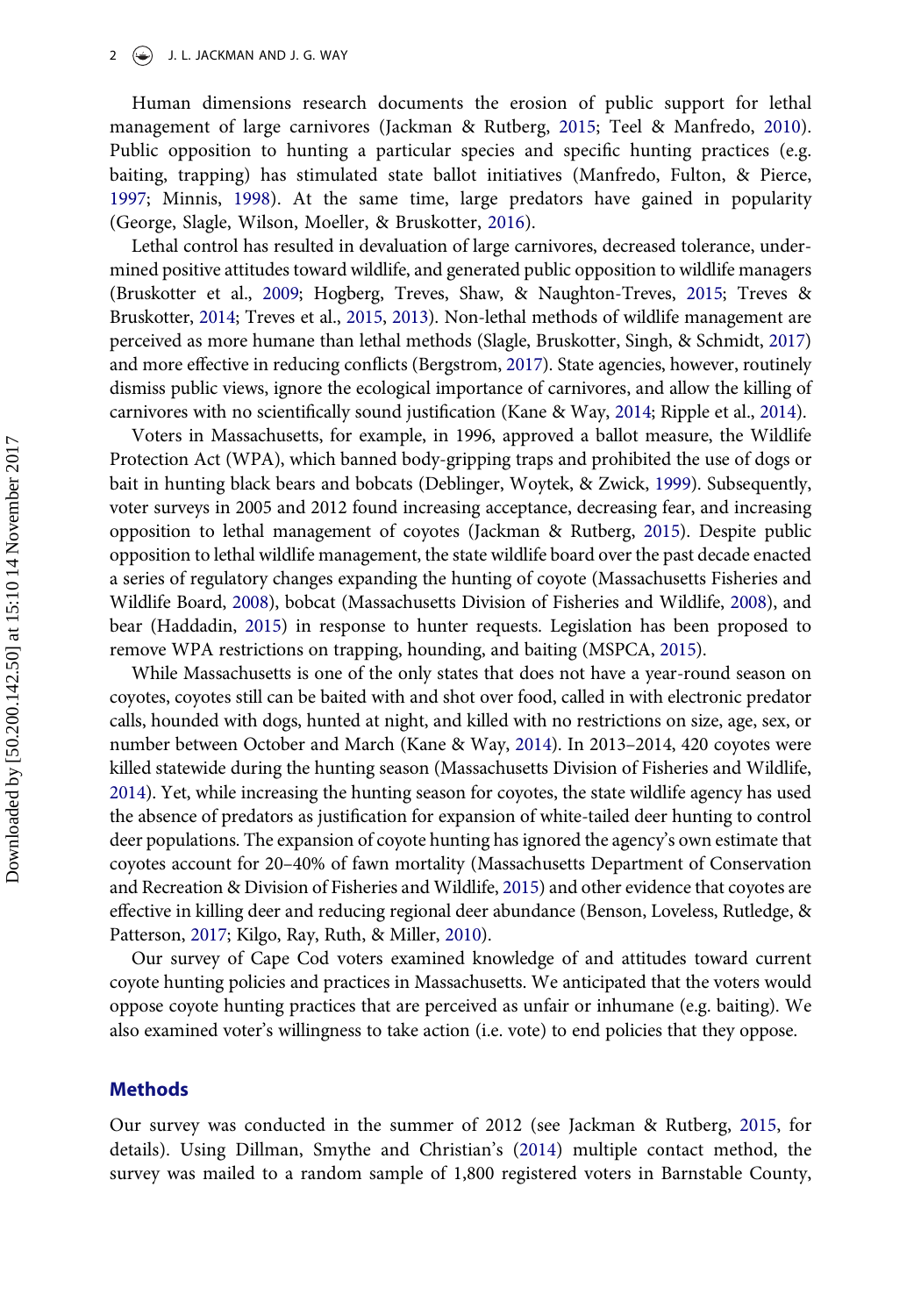Human dimensions research documents the erosion of public support for lethal management of large carnivores (Jackman & Rutberg, 2015; Teel & Manfredo, 2010). Public opposition to hunting a particular species and specific hunting practices (e.g. baiting, trapping) has stimulated state ballot initiatives (Manfredo, Fulton, & Pierce, 1997; Minnis, 1998). At the same time, large predators have gained in popularity (George, Slagle, Wilson, Moeller, & Bruskotter, 2016).

Lethal control has resulted in devaluation of large carnivores, decreased tolerance, undermined positive attitudes toward wildlife, and generated public opposition to wildlife managers (Bruskotter et al., 2009; Hogberg, Treves, Shaw, & Naughton-Treves, 2015; Treves & Bruskotter, 2014; Treves et al., 2015, 2013). Non-lethal methods of wildlife management are perceived as more humane than lethal methods (Slagle, Bruskotter, Singh, & Schmidt, 2017) and more effective in reducing conflicts (Bergstrom, 2017). State agencies, however, routinely dismiss public views, ignore the ecological importance of carnivores, and allow the killing of carnivores with no scientifically sound justification (Kane & Way, 2014; Ripple et al., 2014).

Voters in Massachusetts, for example, in 1996, approved a ballot measure, the Wildlife Protection Act (WPA), which banned body-gripping traps and prohibited the use of dogs or bait in hunting black bears and bobcats (Deblinger, Woytek, & Zwick, 1999). Subsequently, voter surveys in 2005 and 2012 found increasing acceptance, decreasing fear, and increasing opposition to lethal management of coyotes (Jackman & Rutberg, 2015). Despite public opposition to lethal wildlife management, the state wildlife board over the past decade enacted a series of regulatory changes expanding the hunting of coyote (Massachusetts Fisheries and Wildlife Board, 2008), bobcat (Massachusetts Division of Fisheries and Wildlife, 2008), and bear (Haddadin, 2015) in response to hunter requests. Legislation has been proposed to remove WPA restrictions on trapping, hounding, and baiting (MSPCA, 2015).

While Massachusetts is one of the only states that does not have a year-round season on coyotes, coyotes still can be baited with and shot over food, called in with electronic predator calls, hounded with dogs, hunted at night, and killed with no restrictions on size, age, sex, or number between October and March (Kane & Way, 2014). In 2013–2014, 420 coyotes were killed statewide during the hunting season (Massachusetts Division of Fisheries and Wildlife, 2014). Yet, while increasing the hunting season for coyotes, the state wildlife agency has used the absence of predators as justification for expansion of white-tailed deer hunting to control deer populations. The expansion of coyote hunting has ignored the agency's own estimate that coyotes account for 20–40% of fawn mortality (Massachusetts Department of Conservation and Recreation & Division of Fisheries and Wildlife, 2015) and other evidence that coyotes are effective in killing deer and reducing regional deer abundance (Benson, Loveless, Rutledge, & Patterson, 2017; Kilgo, Ray, Ruth, & Miller, 2010).

Our survey of Cape Cod voters examined knowledge of and attitudes toward current coyote hunting policies and practices in Massachusetts. We anticipated that the voters would oppose coyote hunting practices that are perceived as unfair or inhumane (e.g. baiting). We also examined voter's willingness to take action (i.e. vote) to end policies that they oppose.

## Methods

Our survey was conducted in the summer of 2012 (see Jackman & Rutberg, 2015, for details). Using Dillman, Smythe and Christian's (2014) multiple contact method, the survey was mailed to a random sample of 1,800 registered voters in Barnstable County,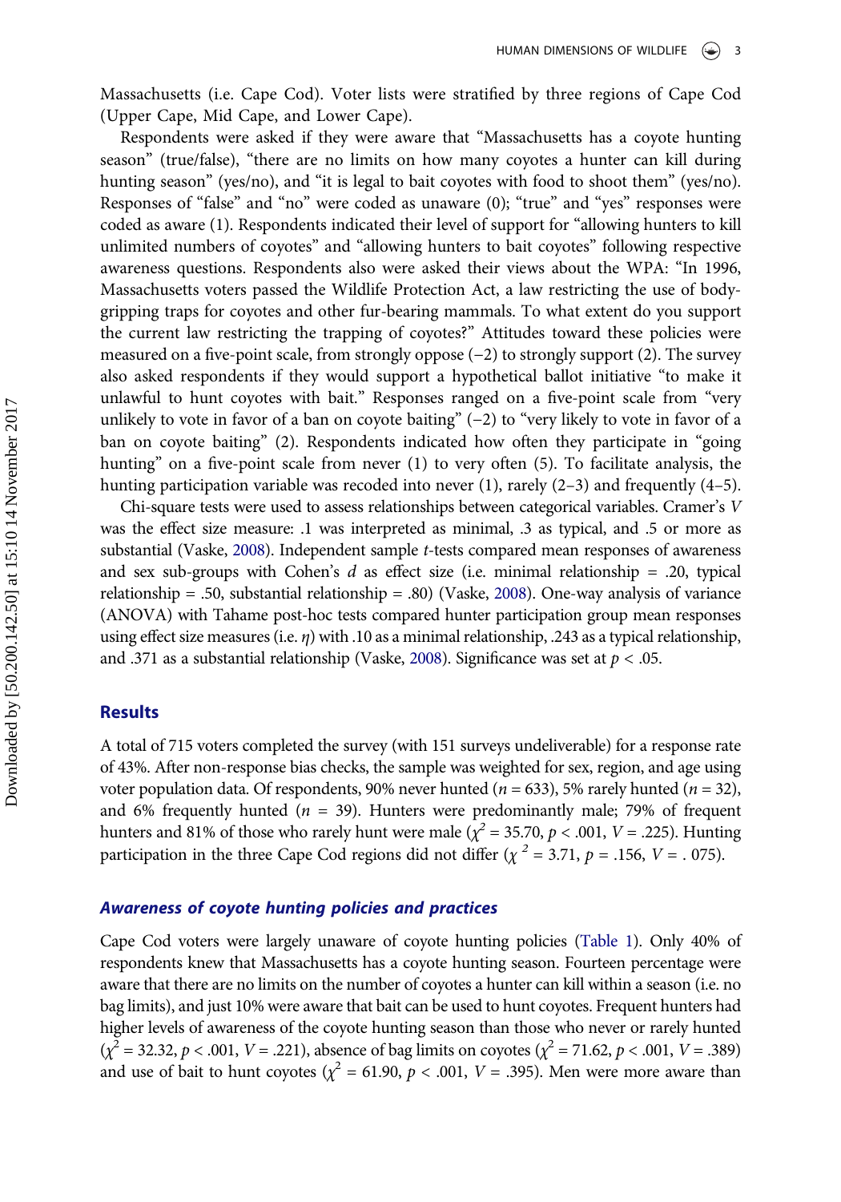Massachusetts (i.e. Cape Cod). Voter lists were stratified by three regions of Cape Cod (Upper Cape, Mid Cape, and Lower Cape).

Respondents were asked if they were aware that "Massachusetts has a coyote hunting season" (true/false), "there are no limits on how many coyotes a hunter can kill during hunting season" (yes/no), and "it is legal to bait coyotes with food to shoot them" (yes/no). Responses of "false" and "no" were coded as unaware (0); "true" and "yes" responses were coded as aware (1). Respondents indicated their level of support for "allowing hunters to kill unlimited numbers of coyotes" and "allowing hunters to bait coyotes" following respective awareness questions. Respondents also were asked their views about the WPA: "In 1996, Massachusetts voters passed the Wildlife Protection Act, a law restricting the use of body-gripping traps for coyotes and other fur-bearing mammals. To what extent do you support the current law restricting the trapping of coyotes?" Attitudes toward these policies were measured on a five-point scale, from strongly oppose (−2) to strongly support (2). The survey also asked respondents if they would support a hypothetical ballot initiative "to make it unlawful to hunt coyotes with bait." Responses ranged on a five-point scale from "very unlikely to vote in favor of a ban on coyote baiting" (−2) to "very likely to vote in favor of a ban on coyote baiting" (2). Respondents indicated how often they participate in "going hunting" on a five-point scale from never (1) to very often (5). To facilitate analysis, the hunting participation variable was recoded into never (1), rarely (2–3) and frequently (4–5).

Chi-square tests were used to assess relationships between categorical variables. Cramer's *V* was the effect size measure: .1 was interpreted as minimal, .3 as typical, and .5 or more as substantial (Vaske, 2008). Independent sample *t*-tests compared mean responses of awareness and sex sub-groups with Cohen's *d* as effect size (i.e. minimal relationship = .20, typical relationship = .50, substantial relationship = .80) (Vaske, 2008). One-way analysis of variance (ANOVA) with Tahame post-hoc tests compared hunter participation group mean responses using effect size measures (i.e. $\eta$) with .10 as a minimal relationship, .243 as a typical relationship, and .371 as a substantial relationship (Vaske, 2008). Significance was set at $p < .05$.

## Results

A total of 715 voters completed the survey (with 151 surveys undeliverable) for a response rate of 43%. After non-response bias checks, the sample was weighted for sex, region, and age using voter population data. Of respondents, 90% never hunted ($n = 633$), 5% rarely hunted ($n = 32$), and 6% frequently hunted ($n = 39$). Hunters were predominantly male; 79% of frequent hunters and 81% of those who rarely hunt were male ($\chi^2 = 35.70$, $p < .001$, $V = .225$). Hunting participation in the three Cape Cod regions did not differ ($\chi^2 = 3.71$, $p = .156$, $V = .075$).

### *Awareness of coyote hunting policies and practices*

Cape Cod voters were largely unaware of coyote hunting policies (Table 1). Only 40% of respondents knew that Massachusetts has a coyote hunting season. Fourteen percentage were aware that there are no limits on the number of coyotes a hunter can kill within a season (i.e. no bag limits), and just 10% were aware that bait can be used to hunt coyotes. Frequent hunters had higher levels of awareness of the coyote hunting season than those who never or rarely hunted ($\chi^2 = 32.32$, $p < .001$, $V = .221$), absence of bag limits on coyotes ($\chi^2 = 71.62$, $p < .001$, $V = .389$) and use of bait to hunt coyotes ($\chi^2 = 61.90$, $p < .001$, $V = .395$). Men were more aware than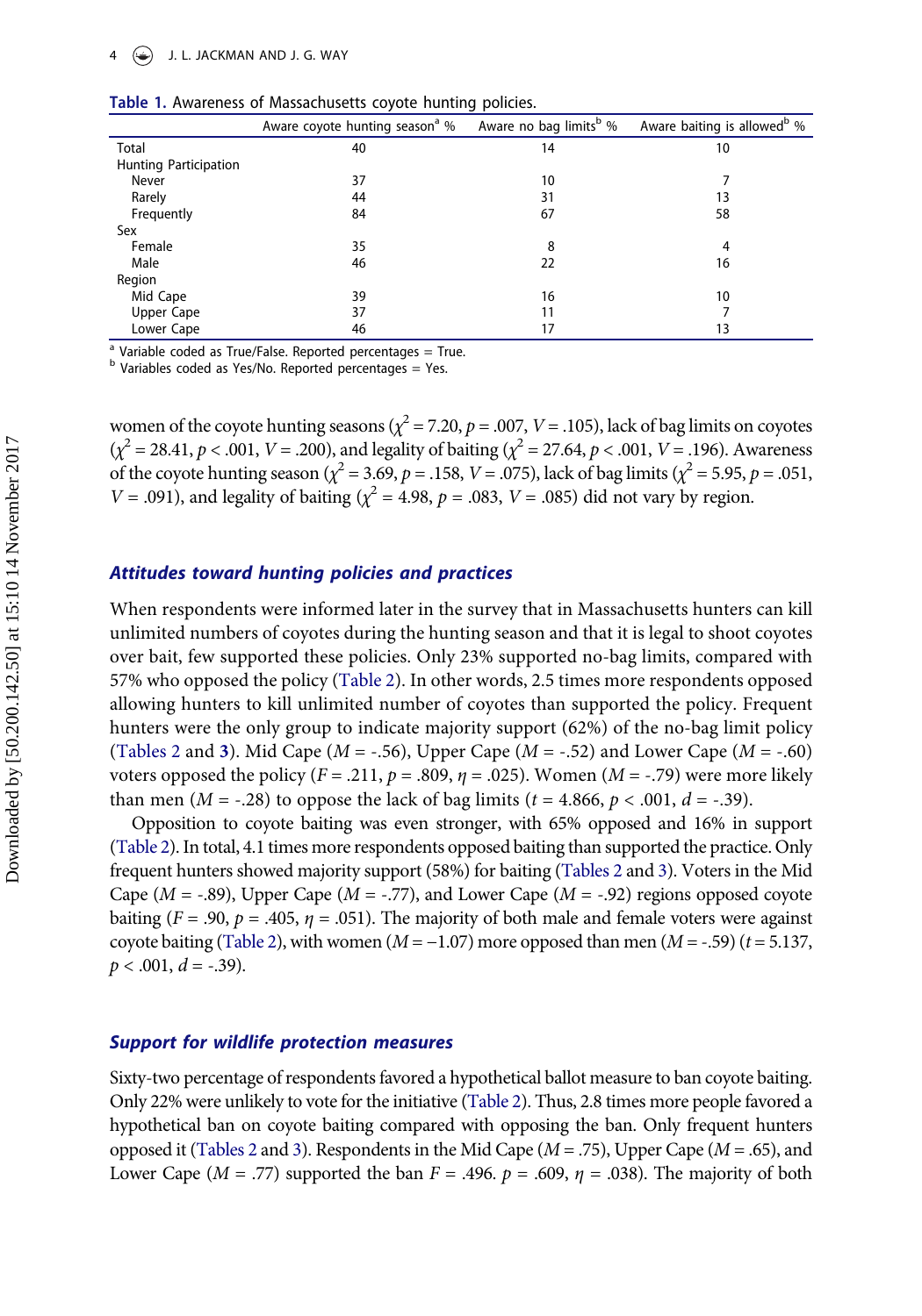Table 1. Awareness of Massachusetts coyote hunting policies.

| | Aware coyote hunting season[a] % | Aware no bag limits[b] % | Aware baiting is allowed[b] % |
|---|---|---|---|
| Total | 40 | 14 | 10 |
| Hunting Participation | | | |
| Never | 37 | 10 | 7 |
| Rarely | 44 | 31 | 13 |
| Frequently | 84 | 67 | 58 |
| Sex | | | |
| Female | 35 | 8 | 4 |
| Male | 46 | 22 | 16 |
| Region | | | |
| Mid Cape | 39 | 16 | 10 |
| Upper Cape | 37 | 11 | 7 |
| Lower Cape | 46 | 17 | 13 |

[a] Variable coded as True/False. Reported percentages = True.
[b] Variables coded as Yes/No. Reported percentages = Yes.

women of the coyote hunting seasons ($\chi^2 = 7.20$, $p = .007$, $V = .105$), lack of bag limits on coyotes ($\chi^2 = 28.41$, $p < .001$, $V = .200$), and legality of baiting ($\chi^2 = 27.64$, $p < .001$, $V = .196$). Awareness of the coyote hunting season ($\chi^2 = 3.69$, $p = .158$, $V = .075$), lack of bag limits ($\chi^2 = 5.95$, $p = .051$, $V = .091$), and legality of baiting ($\chi^2 = 4.98$, $p = .083$, $V = .085$) did not vary by region.

### *Attitudes toward hunting policies and practices*

When respondents were informed later in the survey that in Massachusetts hunters can kill unlimited numbers of coyotes during the hunting season and that it is legal to shoot coyotes over bait, few supported these policies. Only 23% supported no-bag limits, compared with 57% who opposed the policy (Table 2). In other words, 2.5 times more respondents opposed allowing hunters to kill unlimited number of coyotes than supported the policy. Frequent hunters were the only group to indicate majority support (62%) of the no-bag limit policy (Tables 2 and 3). Mid Cape ($M$ = -.56), Upper Cape ($M$ = -.52) and Lower Cape ($M$ = -.60) voters opposed the policy ($F = .211$, $p = .809$, $\eta = .025$). Women ($M$ = -.79) were more likely than men ($M$ = -.28) to oppose the lack of bag limits ($t = 4.866$, $p < .001$, $d$ = -.39).

Opposition to coyote baiting was even stronger, with 65% opposed and 16% in support (Table 2). In total, 4.1 times more respondents opposed baiting than supported the practice. Only frequent hunters showed majority support (58%) for baiting (Tables 2 and 3). Voters in the Mid Cape ($M$ = -.89), Upper Cape ($M$ = -.77), and Lower Cape ($M$ = -.92) regions opposed coyote baiting ($F = .90$, $p = .405$, $\eta = .051$). The majority of both male and female voters were against coyote baiting (Table 2), with women ($M = -1.07$) more opposed than men ($M$ = -.59) ($t = 5.137$, $p < .001$, $d$ = -.39).

### *Support for wildlife protection measures*

Sixty-two percentage of respondents favored a hypothetical ballot measure to ban coyote baiting. Only 22% were unlikely to vote for the initiative (Table 2). Thus, 2.8 times more people favored a hypothetical ban on coyote baiting compared with opposing the ban. Only frequent hunters opposed it (Tables 2 and 3). Respondents in the Mid Cape ($M = .75$), Upper Cape ($M = .65$), and Lower Cape ($M = .77$) supported the ban $F = .496$. $p = .609$, $\eta = .038$). The majority of both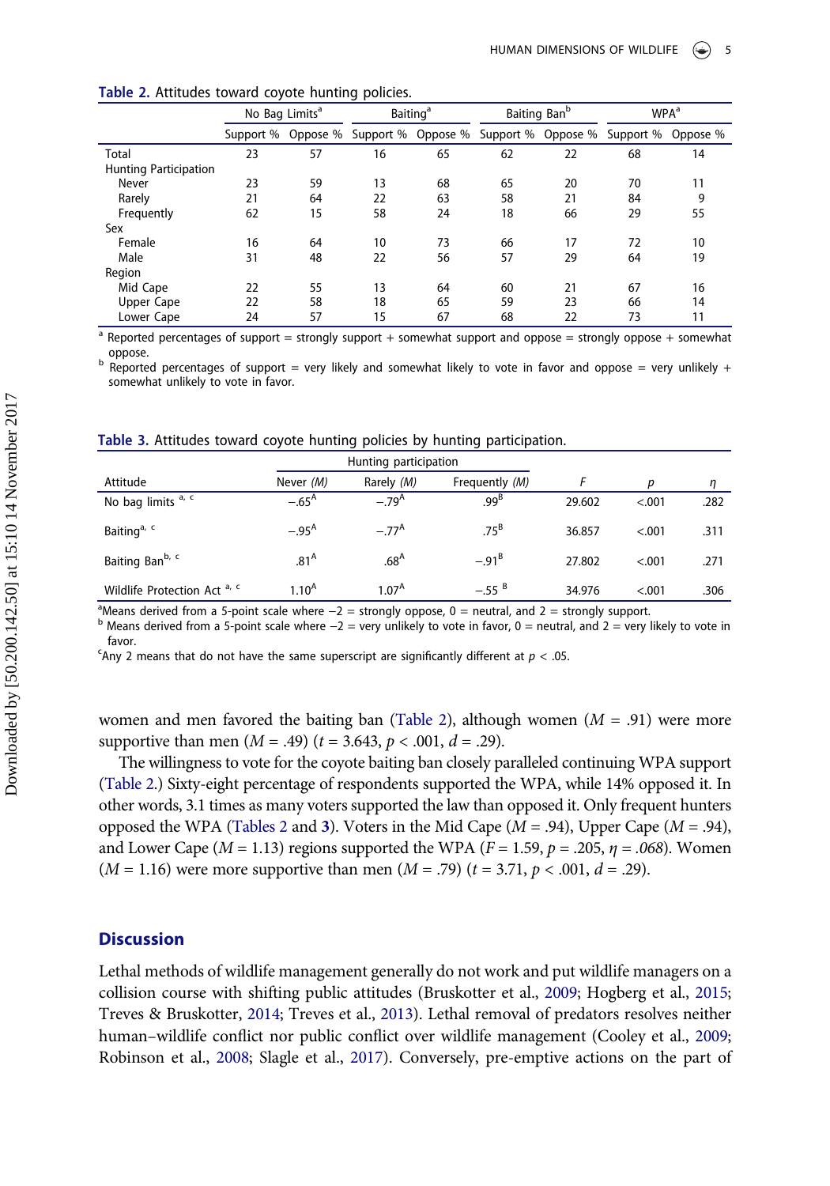**Table 2.** Attitudes toward coyote hunting policies.

| | No Bag Limits[a] | | Baiting[a] | | Baiting Ban[b] | | WPA[a] | |
|---|---|---|---|---|---|---|---|---|
| | Support % | Oppose % | Support % | Oppose % | Support % | Oppose % | Support % | Oppose % |
| Total | 23 | 57 | 16 | 65 | 62 | 22 | 68 | 14 |
| Hunting Participation | | | | | | | | |
| Never | 23 | 59 | 13 | 68 | 65 | 20 | 70 | 11 |
| Rarely | 21 | 64 | 22 | 63 | 58 | 21 | 84 | 9 |
| Frequently | 62 | 15 | 58 | 24 | 18 | 66 | 29 | 55 |
| Sex | | | | | | | | |
| Female | 16 | 64 | 10 | 73 | 66 | 17 | 72 | 10 |
| Male | 31 | 48 | 22 | 56 | 57 | 29 | 64 | 19 |
| Region | | | | | | | | |
| Mid Cape | 22 | 55 | 13 | 64 | 60 | 21 | 67 | 16 |
| Upper Cape | 22 | 58 | 18 | 65 | 59 | 23 | 66 | 14 |
| Lower Cape | 24 | 57 | 15 | 67 | 68 | 22 | 73 | 11 |

[a] Reported percentages of support = strongly support + somewhat support and oppose = strongly oppose + somewhat oppose.
[b] Reported percentages of support = very likely and somewhat likely to vote in favor and oppose = very unlikely + somewhat unlikely to vote in favor.

**Table 3.** Attitudes toward coyote hunting policies by hunting participation.

| | Hunting participation | | | | | |
|---|---|---|---|---|---|---|
| Attitude | Never *(M)* | Rarely *(M)* | Frequently *(M)* | *F* | *p* | *η* |
| No bag limits [a, c] | −.65[A] | −.79[A] | .99[B] | 29.602 | <.001 | .282 |
| Baiting[a, c] | −.95[A] | −.77[A] | .75[B] | 36.857 | <.001 | .311 |
| Baiting Ban[b, c] | .81[A] | .68[A] | −.91[B] | 27.802 | <.001 | .271 |
| Wildlife Protection Act [a, c] | 1.10[A] | 1.07[A] | −.55 [B] | 34.976 | <.001 | .306 |

[a]Means derived from a 5-point scale where −2 = strongly oppose, 0 = neutral, and 2 = strongly support.
[b] Means derived from a 5-point scale where −2 = very unlikely to vote in favor, 0 = neutral, and 2 = very likely to vote in favor.
[c]Any 2 means that do not have the same superscript are significantly different at $p < .05$.

women and men favored the baiting ban (Table 2), although women ($M = .91$) were more supportive than men ($M = .49$) ($t = 3.643$, $p < .001$, $d = .29$).

The willingness to vote for the coyote baiting ban closely paralleled continuing WPA support (Table 2.) Sixty-eight percentage of respondents supported the WPA, while 14% opposed it. In other words, 3.1 times as many voters supported the law than opposed it. Only frequent hunters opposed the WPA (Tables 2 and **3**). Voters in the Mid Cape ($M = .94$), Upper Cape ($M = .94$), and Lower Cape ($M = 1.13$) regions supported the WPA ($F = 1.59$, $p = .205$, $\eta = .068$). Women ($M = 1.16$) were more supportive than men ($M = .79$) ($t = 3.71$, $p < .001$, $d = .29$).

## Discussion

Lethal methods of wildlife management generally do not work and put wildlife managers on a collision course with shifting public attitudes (Bruskotter et al., 2009; Hogberg et al., 2015; Treves & Bruskotter, 2014; Treves et al., 2013). Lethal removal of predators resolves neither human–wildlife conflict nor public conflict over wildlife management (Cooley et al., 2009; Robinson et al., 2008; Slagle et al., 2017). Conversely, pre-emptive actions on the part of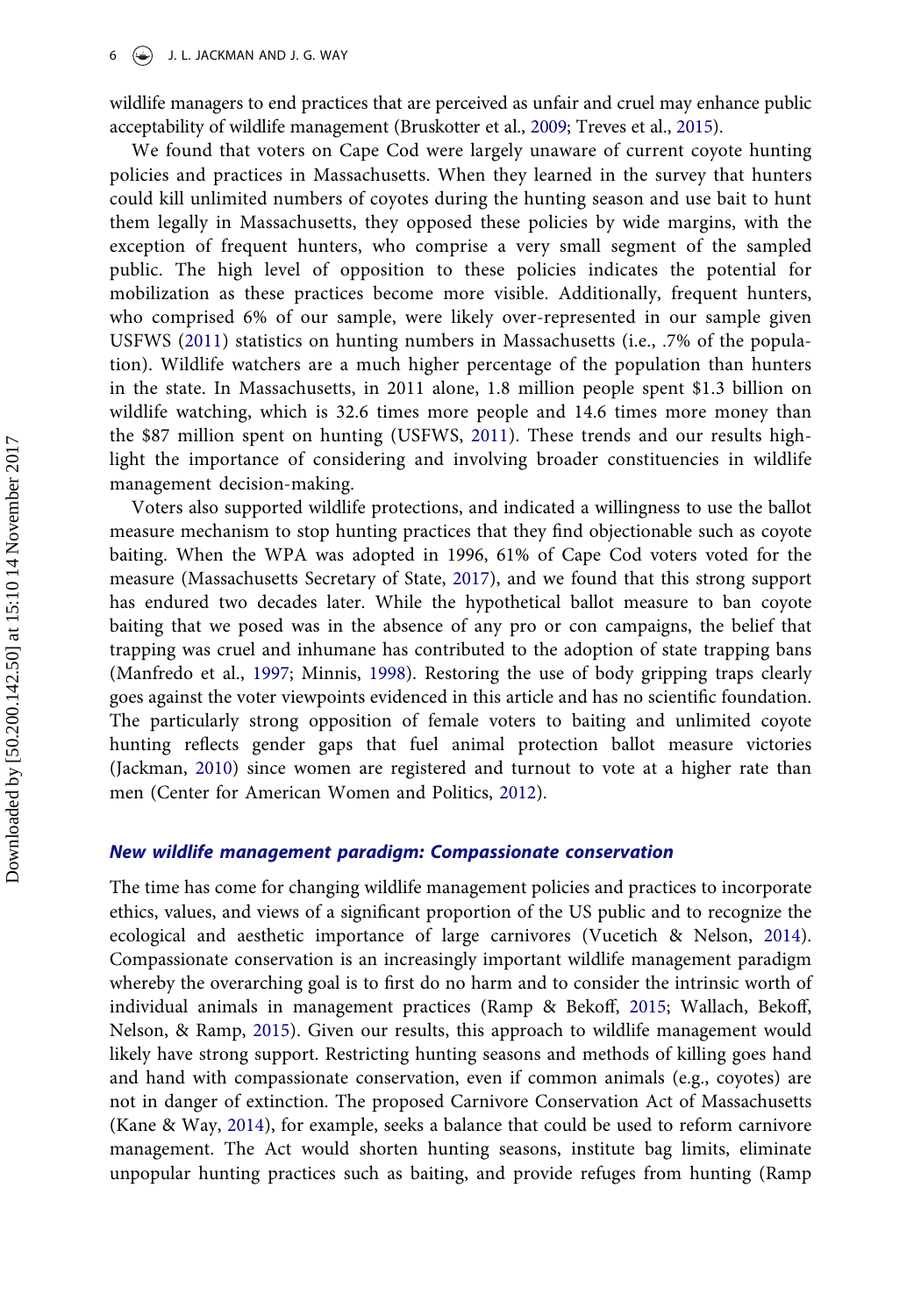wildlife managers to end practices that are perceived as unfair and cruel may enhance public acceptability of wildlife management (Bruskotter et al., 2009; Treves et al., 2015).

We found that voters on Cape Cod were largely unaware of current coyote hunting policies and practices in Massachusetts. When they learned in the survey that hunters could kill unlimited numbers of coyotes during the hunting season and use bait to hunt them legally in Massachusetts, they opposed these policies by wide margins, with the exception of frequent hunters, who comprise a very small segment of the sampled public. The high level of opposition to these policies indicates the potential for mobilization as these practices become more visible. Additionally, frequent hunters, who comprised 6% of our sample, were likely over-represented in our sample given USFWS (2011) statistics on hunting numbers in Massachusetts (i.e., .7% of the population). Wildlife watchers are a much higher percentage of the population than hunters in the state. In Massachusetts, in 2011 alone, 1.8 million people spent $1.3 billion on wildlife watching, which is 32.6 times more people and 14.6 times more money than the $87 million spent on hunting (USFWS, 2011). These trends and our results highlight the importance of considering and involving broader constituencies in wildlife management decision-making.

Voters also supported wildlife protections, and indicated a willingness to use the ballot measure mechanism to stop hunting practices that they find objectionable such as coyote baiting. When the WPA was adopted in 1996, 61% of Cape Cod voters voted for the measure (Massachusetts Secretary of State, 2017), and we found that this strong support has endured two decades later. While the hypothetical ballot measure to ban coyote baiting that we posed was in the absence of any pro or con campaigns, the belief that trapping was cruel and inhumane has contributed to the adoption of state trapping bans (Manfredo et al., 1997; Minnis, 1998). Restoring the use of body gripping traps clearly goes against the voter viewpoints evidenced in this article and has no scientific foundation. The particularly strong opposition of female voters to baiting and unlimited coyote hunting reflects gender gaps that fuel animal protection ballot measure victories (Jackman, 2010) since women are registered and turnout to vote at a higher rate than men (Center for American Women and Politics, 2012).

### *New wildlife management paradigm: Compassionate conservation*

The time has come for changing wildlife management policies and practices to incorporate ethics, values, and views of a significant proportion of the US public and to recognize the ecological and aesthetic importance of large carnivores (Vucetich & Nelson, 2014). Compassionate conservation is an increasingly important wildlife management paradigm whereby the overarching goal is to first do no harm and to consider the intrinsic worth of individual animals in management practices (Ramp & Bekoff, 2015; Wallach, Bekoff, Nelson, & Ramp, 2015). Given our results, this approach to wildlife management would likely have strong support. Restricting hunting seasons and methods of killing goes hand and hand with compassionate conservation, even if common animals (e.g., coyotes) are not in danger of extinction. The proposed Carnivore Conservation Act of Massachusetts (Kane & Way, 2014), for example, seeks a balance that could be used to reform carnivore management. The Act would shorten hunting seasons, institute bag limits, eliminate unpopular hunting practices such as baiting, and provide refuges from hunting (Ramp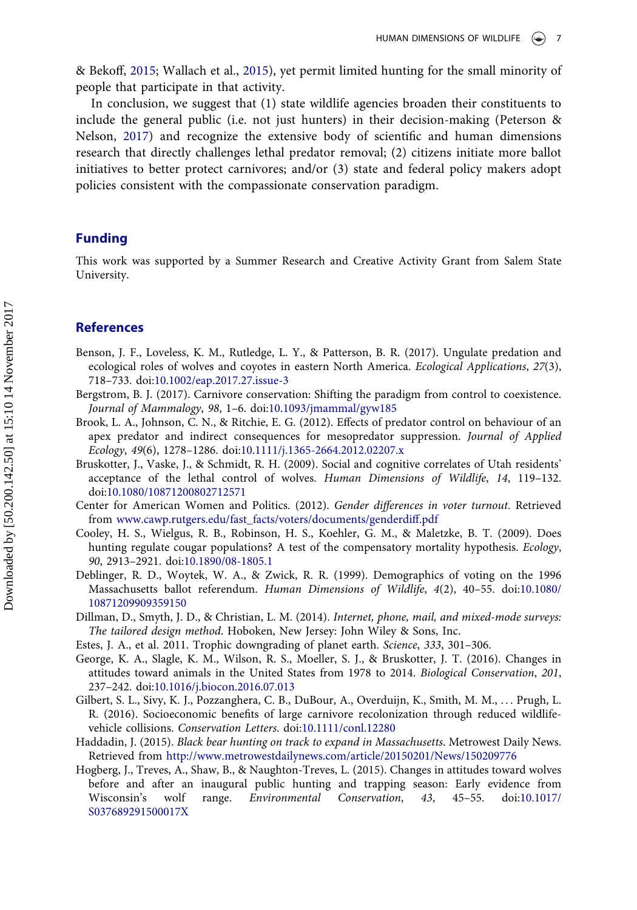& Bekoff, 2015; Wallach et al., 2015), yet permit limited hunting for the small minority of people that participate in that activity.

In conclusion, we suggest that (1) state wildlife agencies broaden their constituents to include the general public (i.e. not just hunters) in their decision-making (Peterson & Nelson, 2017) and recognize the extensive body of scientific and human dimensions research that directly challenges lethal predator removal; (2) citizens initiate more ballot initiatives to better protect carnivores; and/or (3) state and federal policy makers adopt policies consistent with the compassionate conservation paradigm.

## Funding

This work was supported by a Summer Research and Creative Activity Grant from Salem State University.

## References

Benson, J. F., Loveless, K. M., Rutledge, L. Y., & Patterson, B. R. (2017). Ungulate predation and ecological roles of wolves and coyotes in eastern North America. *Ecological Applications*, *27*(3), 718–733. doi:10.1002/eap.2017.27.issue-3

Bergstrom, B. J. (2017). Carnivore conservation: Shifting the paradigm from control to coexistence. *Journal of Mammalogy*, *98*, 1–6. doi:10.1093/jmammal/gyw185

Brook, L. A., Johnson, C. N., & Ritchie, E. G. (2012). Effects of predator control on behaviour of an apex predator and indirect consequences for mesopredator suppression. *Journal of Applied Ecology*, *49*(6), 1278–1286. doi:10.1111/j.1365-2664.2012.02207.x

Bruskotter, J., Vaske, J., & Schmidt, R. H. (2009). Social and cognitive correlates of Utah residents' acceptance of the lethal control of wolves. *Human Dimensions of Wildlife*, *14*, 119–132. doi:10.1080/10871200802712571

Center for American Women and Politics. (2012). *Gender differences in voter turnout*. Retrieved from www.cawp.rutgers.edu/fast_facts/voters/documents/genderdiff.pdf

Cooley, H. S., Wielgus, R. B., Robinson, H. S., Koehler, G. M., & Maletzke, B. T. (2009). Does hunting regulate cougar populations? A test of the compensatory mortality hypothesis. *Ecology*, *90*, 2913–2921. doi:10.1890/08-1805.1

Deblinger, R. D., Woytek, W. A., & Zwick, R. R. (1999). Demographics of voting on the 1996 Massachusetts ballot referendum. *Human Dimensions of Wildlife*, *4*(2), 40–55. doi:10.1080/10871209909359150

Dillman, D., Smyth, J. D., & Christian, L. M. (2014). *Internet, phone, mail, and mixed-mode surveys: The tailored design method*. Hoboken, New Jersey: John Wiley & Sons, Inc.

Estes, J. A., et al. 2011. Trophic downgrading of planet earth. *Science*, *333*, 301–306.

George, K. A., Slagle, K. M., Wilson, R. S., Moeller, S. J., & Bruskotter, J. T. (2016). Changes in attitudes toward animals in the United States from 1978 to 2014. *Biological Conservation*, *201*, 237–242. doi:10.1016/j.biocon.2016.07.013

Gilbert, S. L., Sivy, K. J., Pozzanghera, C. B., DuBour, A., Overduijn, K., Smith, M. M., … Prugh, L. R. (2016). Socioeconomic benefits of large carnivore recolonization through reduced wildlife-vehicle collisions. *Conservation Letters*. doi:10.1111/conl.12280

Haddadin, J. (2015). *Black bear hunting on track to expand in Massachusetts*. Metrowest Daily News. Retrieved from http://www.metrowestdailynews.com/article/20150201/News/150209776

Hogberg, J., Treves, A., Shaw, B., & Naughton-Treves, L. (2015). Changes in attitudes toward wolves before and after an inaugural public hunting and trapping season: Early evidence from Wisconsin's wolf range. *Environmental Conservation*, *43*, 45–55. doi:10.1017/S037689291500017X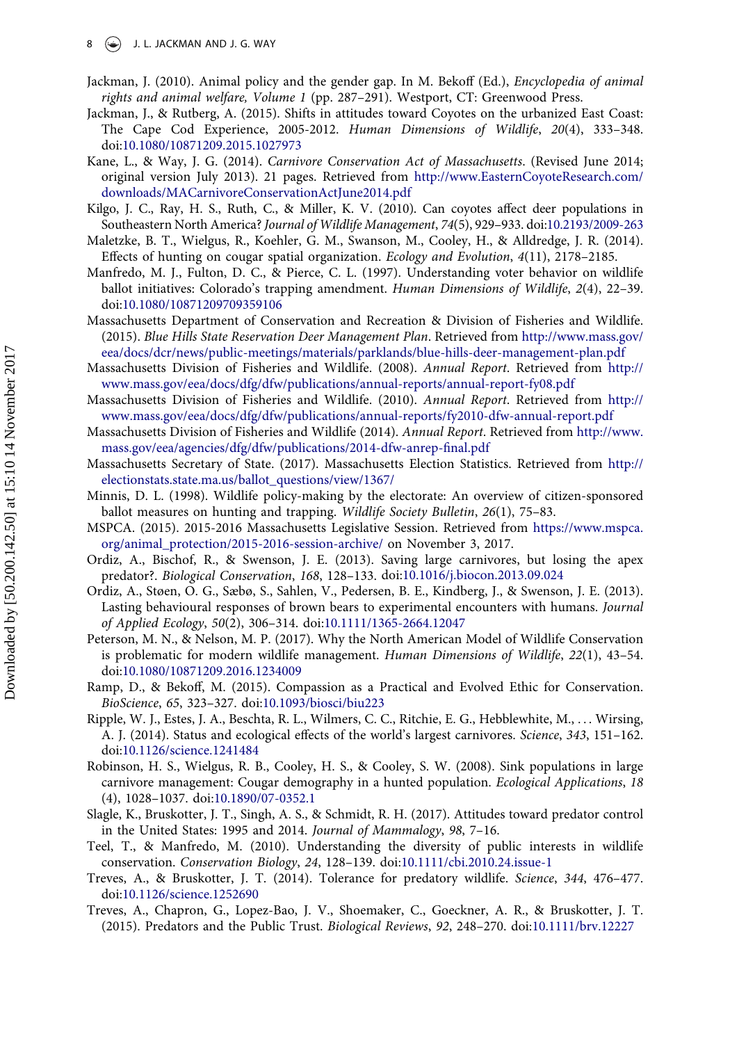Jackman, J. (2010). Animal policy and the gender gap. In M. Bekoff (Ed.), *Encyclopedia of animal rights and animal welfare, Volume 1* (pp. 287–291). Westport, CT: Greenwood Press.

Jackman, J., & Rutberg, A. (2015). Shifts in attitudes toward Coyotes on the urbanized East Coast: The Cape Cod Experience, 2005-2012. *Human Dimensions of Wildlife*, *20*(4), 333–348. doi:10.1080/10871209.2015.1027973

Kane, L., & Way, J. G. (2014). *Carnivore Conservation Act of Massachusetts*. (Revised June 2014; original version July 2013). 21 pages. Retrieved from http://www.EasternCoyoteResearch.com/downloads/MACarnivoreConservationActJune2014.pdf

Kilgo, J. C., Ray, H. S., Ruth, C., & Miller, K. V. (2010). Can coyotes affect deer populations in Southeastern North America? *Journal of Wildlife Management*, *74*(5), 929–933. doi:10.2193/2009-263

Maletzke, B. T., Wielgus, R., Koehler, G. M., Swanson, M., Cooley, H., & Alldredge, J. R. (2014). Effects of hunting on cougar spatial organization. *Ecology and Evolution*, *4*(11), 2178–2185.

Manfredo, M. J., Fulton, D. C., & Pierce, C. L. (1997). Understanding voter behavior on wildlife ballot initiatives: Colorado's trapping amendment. *Human Dimensions of Wildlife*, *2*(4), 22–39. doi:10.1080/10871209709359106

Massachusetts Department of Conservation and Recreation & Division of Fisheries and Wildlife. (2015). *Blue Hills State Reservation Deer Management Plan*. Retrieved from http://www.mass.gov/eea/docs/dcr/news/public-meetings/materials/parklands/blue-hills-deer-management-plan.pdf

Massachusetts Division of Fisheries and Wildlife. (2008). *Annual Report*. Retrieved from http://www.mass.gov/eea/docs/dfg/dfw/publications/annual-reports/annual-report-fy08.pdf

Massachusetts Division of Fisheries and Wildlife. (2010). *Annual Report*. Retrieved from http://www.mass.gov/eea/docs/dfg/dfw/publications/annual-reports/fy2010-dfw-annual-report.pdf

Massachusetts Division of Fisheries and Wildlife (2014). *Annual Report*. Retrieved from http://www.mass.gov/eea/agencies/dfg/dfw/publications/2014-dfw-anrep-final.pdf

Massachusetts Secretary of State. (2017). Massachusetts Election Statistics. Retrieved from http://electionstats.state.ma.us/ballot_questions/view/1367/

Minnis, D. L. (1998). Wildlife policy-making by the electorate: An overview of citizen-sponsored ballot measures on hunting and trapping. *Wildlife Society Bulletin*, *26*(1), 75–83.

MSPCA. (2015). 2015-2016 Massachusetts Legislative Session. Retrieved from https://www.mspca.org/animal_protection/2015-2016-session-archive/ on November 3, 2017.

Ordiz, A., Bischof, R., & Swenson, J. E. (2013). Saving large carnivores, but losing the apex predator?. *Biological Conservation*, *168*, 128–133. doi:10.1016/j.biocon.2013.09.024

Ordiz, A., Støen, O. G., Sæbø, S., Sahlen, V., Pedersen, B. E., Kindberg, J., & Swenson, J. E. (2013). Lasting behavioural responses of brown bears to experimental encounters with humans. *Journal of Applied Ecology*, *50*(2), 306–314. doi:10.1111/1365-2664.12047

Peterson, M. N., & Nelson, M. P. (2017). Why the North American Model of Wildlife Conservation is problematic for modern wildlife management. *Human Dimensions of Wildlife*, *22*(1), 43–54. doi:10.1080/10871209.2016.1234009

Ramp, D., & Bekoff, M. (2015). Compassion as a Practical and Evolved Ethic for Conservation. *BioScience*, *65*, 323–327. doi:10.1093/biosci/biu223

Ripple, W. J., Estes, J. A., Beschta, R. L., Wilmers, C. C., Ritchie, E. G., Hebblewhite, M., . . . Wirsing, A. J. (2014). Status and ecological effects of the world's largest carnivores. *Science*, *343*, 151–162. doi:10.1126/science.1241484

Robinson, H. S., Wielgus, R. B., Cooley, H. S., & Cooley, S. W. (2008). Sink populations in large carnivore management: Cougar demography in a hunted population. *Ecological Applications*, *18* (4), 1028–1037. doi:10.1890/07-0352.1

Slagle, K., Bruskotter, J. T., Singh, A. S., & Schmidt, R. H. (2017). Attitudes toward predator control in the United States: 1995 and 2014. *Journal of Mammalogy*, *98*, 7–16.

Teel, T., & Manfredo, M. (2010). Understanding the diversity of public interests in wildlife conservation. *Conservation Biology*, *24*, 128–139. doi:10.1111/cbi.2010.24.issue-1

Treves, A., & Bruskotter, J. T. (2014). Tolerance for predatory wildlife. *Science*, *344*, 476–477. doi:10.1126/science.1252690

Treves, A., Chapron, G., Lopez-Bao, J. V., Shoemaker, C., Goeckner, A. R., & Bruskotter, J. T. (2015). Predators and the Public Trust. *Biological Reviews*, *92*, 248–270. doi:10.1111/brv.12227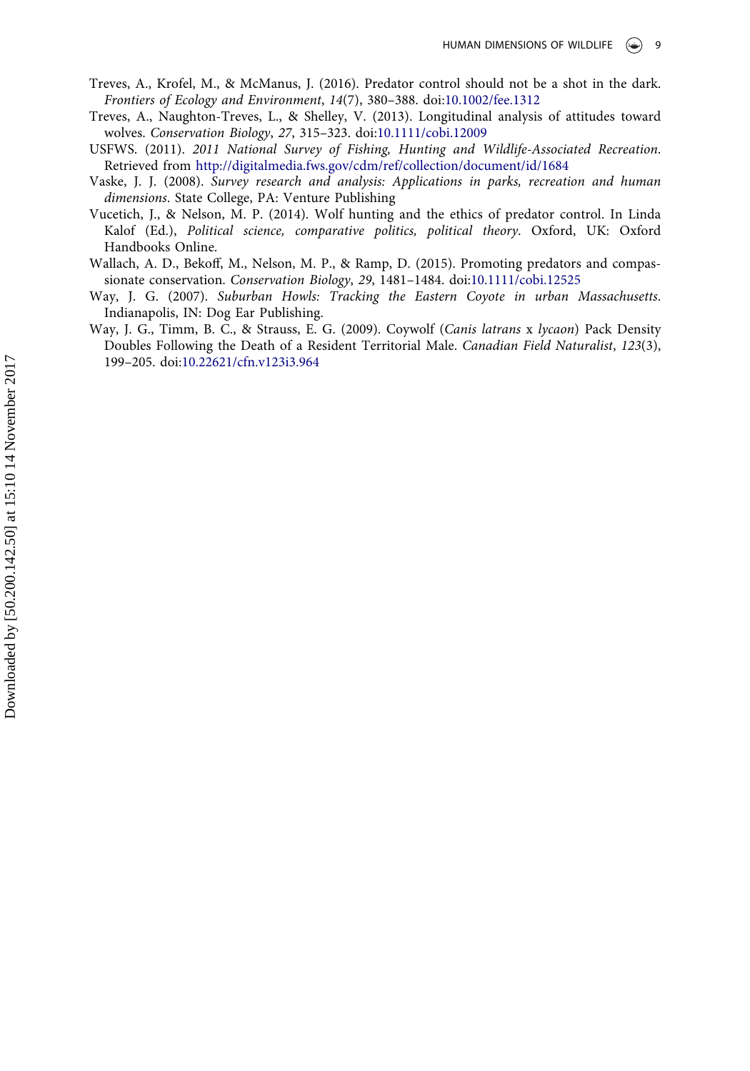Treves, A., Krofel, M., & McManus, J. (2016). Predator control should not be a shot in the dark. *Frontiers of Ecology and Environment*, *14*(7), 380–388. doi:10.1002/fee.1312

Treves, A., Naughton-Treves, L., & Shelley, V. (2013). Longitudinal analysis of attitudes toward wolves. *Conservation Biology*, *27*, 315–323. doi:10.1111/cobi.12009

USFWS. (2011). *2011 National Survey of Fishing, Hunting and Wildlife-Associated Recreation*. Retrieved from http://digitalmedia.fws.gov/cdm/ref/collection/document/id/1684

Vaske, J. J. (2008). *Survey research and analysis: Applications in parks, recreation and human dimensions*. State College, PA: Venture Publishing

Vucetich, J., & Nelson, M. P. (2014). Wolf hunting and the ethics of predator control. In Linda Kalof (Ed.), *Political science, comparative politics, political theory*. Oxford, UK: Oxford Handbooks Online.

Wallach, A. D., Bekoff, M., Nelson, M. P., & Ramp, D. (2015). Promoting predators and compassionate conservation. *Conservation Biology*, *29*, 1481–1484. doi:10.1111/cobi.12525

Way, J. G. (2007). *Suburban Howls: Tracking the Eastern Coyote in urban Massachusetts*. Indianapolis, IN: Dog Ear Publishing.

Way, J. G., Timm, B. C., & Strauss, E. G. (2009). Coywolf (*Canis latrans* x *lycaon*) Pack Density Doubles Following the Death of a Resident Territorial Male. *Canadian Field Naturalist*, *123*(3), 199–205. doi:10.22621/cfn.v123i3.964